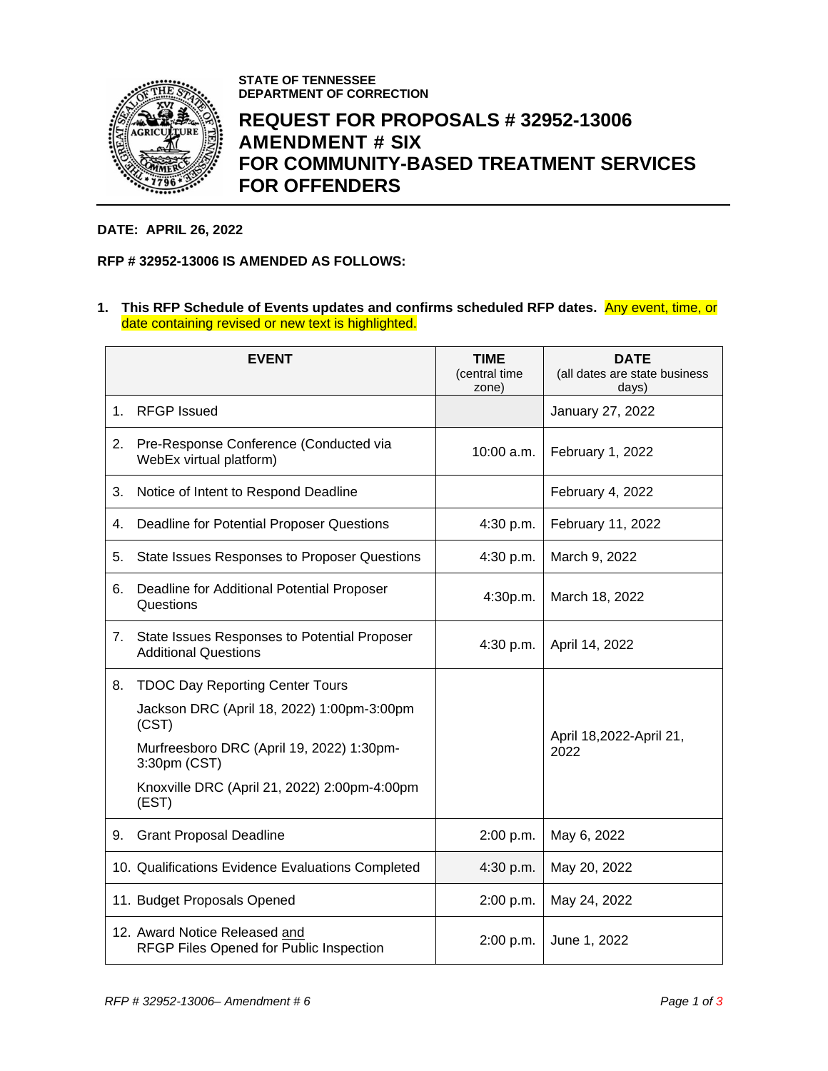STATE OF TENNESSEE
DEPARTMENT OF CORRECTION

# REQUEST FOR PROPOSALS # 32952-13006 AMENDMENT # SIX FOR COMMUNITY-BASED TREATMENT SERVICES FOR OFFENDERS

**DATE: APRIL 26, 2022**

**RFP # 32952-13006 IS AMENDED AS FOLLOWS:**

1. **This RFP Schedule of Events updates and confirms scheduled RFP dates.** Any event, time, or date containing revised or new text is highlighted.

| EVENT | TIME (central time zone) | DATE (all dates are state business days) |
|---|---|---|
| 1. RFGP Issued | | January 27, 2022 |
| 2. Pre-Response Conference (Conducted via WebEx virtual platform) | 10:00 a.m. | February 1, 2022 |
| 3. Notice of Intent to Respond Deadline | | February 4, 2022 |
| 4. Deadline for Potential Proposer Questions | 4:30 p.m. | February 11, 2022 |
| 5. State Issues Responses to Proposer Questions | 4:30 p.m. | March 9, 2022 |
| 6. Deadline for Additional Potential Proposer Questions | 4:30p.m. | March 18, 2022 |
| 7. State Issues Responses to Potential Proposer Additional Questions | 4:30 p.m. | April 14, 2022 |
| 8. TDOC Day Reporting Center Tours<br>Jackson DRC (April 18, 2022) 1:00pm-3:00pm (CST)<br>Murfreesboro DRC (April 19, 2022) 1:30pm-3:30pm (CST)<br>Knoxville DRC (April 21, 2022) 2:00pm-4:00pm (EST) | | April 18,2022-April 21, 2022 |
| 9. Grant Proposal Deadline | 2:00 p.m. | May 6, 2022 |
| 10. Qualifications Evidence Evaluations Completed | 4:30 p.m. | May 20, 2022 |
| 11. Budget Proposals Opened | 2:00 p.m. | May 24, 2022 |
| 12. Award Notice Released and RFGP Files Opened for Public Inspection | 2:00 p.m. | June 1, 2022 |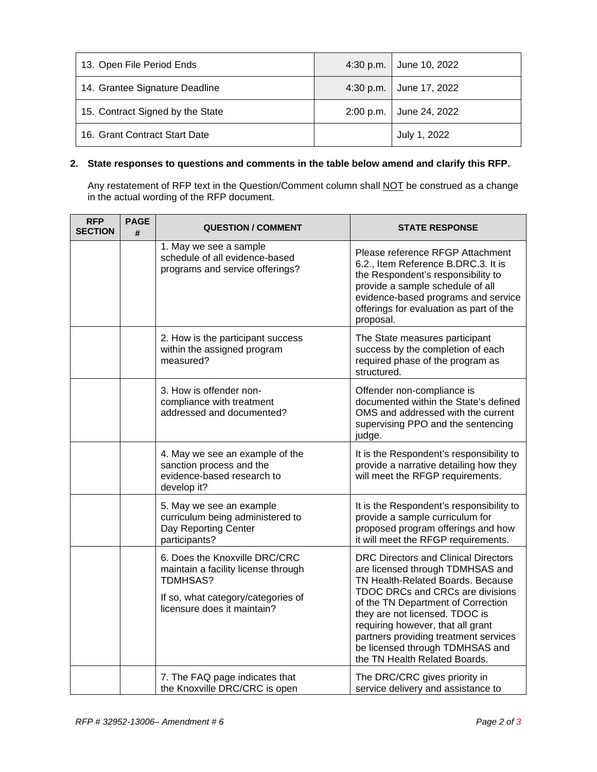| 13. Open File Period Ends | 4:30 p.m. | June 10, 2022 |
|---|---|---|
| 14. Grantee Signature Deadline | 4:30 p.m. | June 17, 2022 |
| 15. Contract Signed by the State | 2:00 p.m. | June 24, 2022 |
| 16. Grant Contract Start Date | | July 1, 2022 |

**2. State responses to questions and comments in the table below amend and clarify this RFP.**

Any restatement of RFP text in the Question/Comment column shall NOT be construed as a change in the actual wording of the RFP document.

| RFP SECTION | PAGE # | QUESTION / COMMENT | STATE RESPONSE |
|---|---|---|---|
| | | 1. May we see a sample schedule of all evidence-based programs and service offerings? | Please reference RFGP Attachment 6.2., Item Reference B.DRC.3. It is the Respondent's responsibility to provide a sample schedule of all evidence-based programs and service offerings for evaluation as part of the proposal. |
| | | 2. How is the participant success within the assigned program measured? | The State measures participant success by the completion of each required phase of the program as structured. |
| | | 3. How is offender non-compliance with treatment addressed and documented? | Offender non-compliance is documented within the State's defined OMS and addressed with the current supervising PPO and the sentencing judge. |
| | | 4. May we see an example of the sanction process and the evidence-based research to develop it? | It is the Respondent's responsibility to provide a narrative detailing how they will meet the RFGP requirements. |
| | | 5. May we see an example curriculum being administered to Day Reporting Center participants? | It is the Respondent's responsibility to provide a sample curriculum for proposed program offerings and how it will meet the RFGP requirements. |
| | | 6. Does the Knoxville DRC/CRC maintain a facility license through TDMHSAS?<br><br>If so, what category/categories of licensure does it maintain? | DRC Directors and Clinical Directors are licensed through TDMHSAS and TN Health-Related Boards. Because TDOC DRCs and CRCs are divisions of the TN Department of Correction they are not licensed. TDOC is requiring however, that all grant partners providing treatment services be licensed through TDMHSAS and the TN Health Related Boards. |
| | | 7. The FAQ page indicates that the Knoxville DRC/CRC is open | The DRC/CRC gives priority in service delivery and assistance to |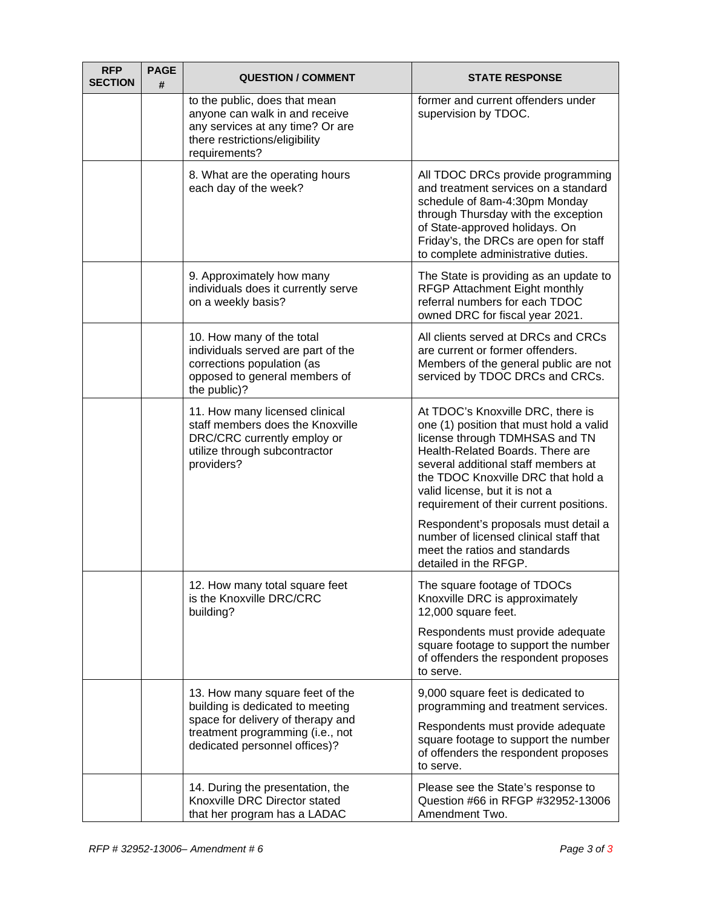| RFP SECTION | PAGE # | QUESTION / COMMENT | STATE RESPONSE |
|---|---|---|---|
| | | to the public, does that mean anyone can walk in and receive any services at any time? Or are there restrictions/eligibility requirements? | former and current offenders under supervision by TDOC. |
| | | 8. What are the operating hours each day of the week? | All TDOC DRCs provide programming and treatment services on a standard schedule of 8am-4:30pm Monday through Thursday with the exception of State-approved holidays. On Friday's, the DRCs are open for staff to complete administrative duties. |
| | | 9. Approximately how many individuals does it currently serve on a weekly basis? | The State is providing as an update to RFGP Attachment Eight monthly referral numbers for each TDOC owned DRC for fiscal year 2021. |
| | | 10. How many of the total individuals served are part of the corrections population (as opposed to general members of the public)? | All clients served at DRCs and CRCs are current or former offenders. Members of the general public are not serviced by TDOC DRCs and CRCs. |
| | | 11. How many licensed clinical staff members does the Knoxville DRC/CRC currently employ or utilize through subcontractor providers? | At TDOC's Knoxville DRC, there is one (1) position that must hold a valid license through TDMHSAS and TN Health-Related Boards. There are several additional staff members at the TDOC Knoxville DRC that hold a valid license, but it is not a requirement of their current positions.<br><br>Respondent's proposals must detail a number of licensed clinical staff that meet the ratios and standards detailed in the RFGP. |
| | | 12. How many total square feet is the Knoxville DRC/CRC building? | The square footage of TDOCs Knoxville DRC is approximately 12,000 square feet.<br><br>Respondents must provide adequate square footage to support the number of offenders the respondent proposes to serve. |
| | | 13. How many square feet of the building is dedicated to meeting space for delivery of therapy and treatment programming (i.e., not dedicated personnel offices)? | 9,000 square feet is dedicated to programming and treatment services.<br><br>Respondents must provide adequate square footage to support the number of offenders the respondent proposes to serve. |
| | | 14. During the presentation, the Knoxville DRC Director stated that her program has a LADAC | Please see the State's response to Question #66 in RFGP #32952-13006 Amendment Two. |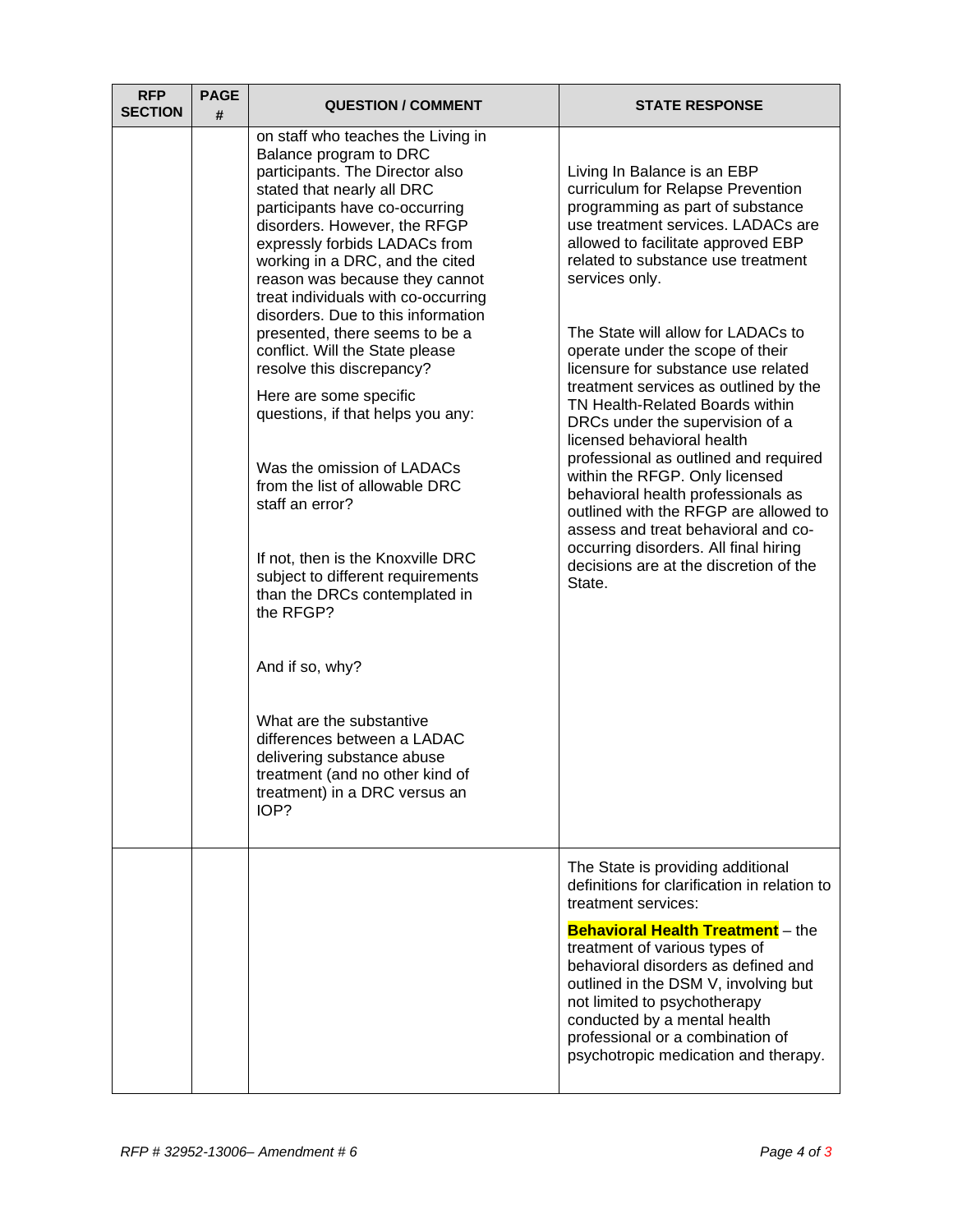| RFP SECTION | PAGE # | QUESTION / COMMENT | STATE RESPONSE |
|---|---|---|---|
| | | on staff who teaches the Living in Balance program to DRC participants. The Director also stated that nearly all DRC participants have co-occurring disorders. However, the RFGP expressly forbids LADACs from working in a DRC, and the cited reason was because they cannot treat individuals with co-occurring disorders. Due to this information presented, there seems to be a conflict. Will the State please resolve this discrepancy?<br><br>Here are some specific questions, if that helps you any:<br><br>Was the omission of LADACs from the list of allowable DRC staff an error?<br><br>If not, then is the Knoxville DRC subject to different requirements than the DRCs contemplated in the RFGP?<br><br>And if so, why?<br><br>What are the substantive differences between a LADAC delivering substance abuse treatment (and no other kind of treatment) in a DRC versus an IOP? | Living In Balance is an EBP curriculum for Relapse Prevention programming as part of substance use treatment services. LADACs are allowed to facilitate approved EBP related to substance use treatment services only.<br><br>The State will allow for LADACs to operate under the scope of their licensure for substance use related treatment services as outlined by the TN Health-Related Boards within DRCs under the supervision of a licensed behavioral health professional as outlined and required within the RFGP. Only licensed behavioral health professionals as outlined with the RFGP are allowed to assess and treat behavioral and co-occurring disorders. All final hiring decisions are at the discretion of the State. |
| | | | The State is providing additional definitions for clarification in relation to treatment services:<br><br>**Behavioral Health Treatment** – the treatment of various types of behavioral disorders as defined and outlined in the DSM V, involving but not limited to psychotherapy conducted by a mental health professional or a combination of psychotropic medication and therapy. |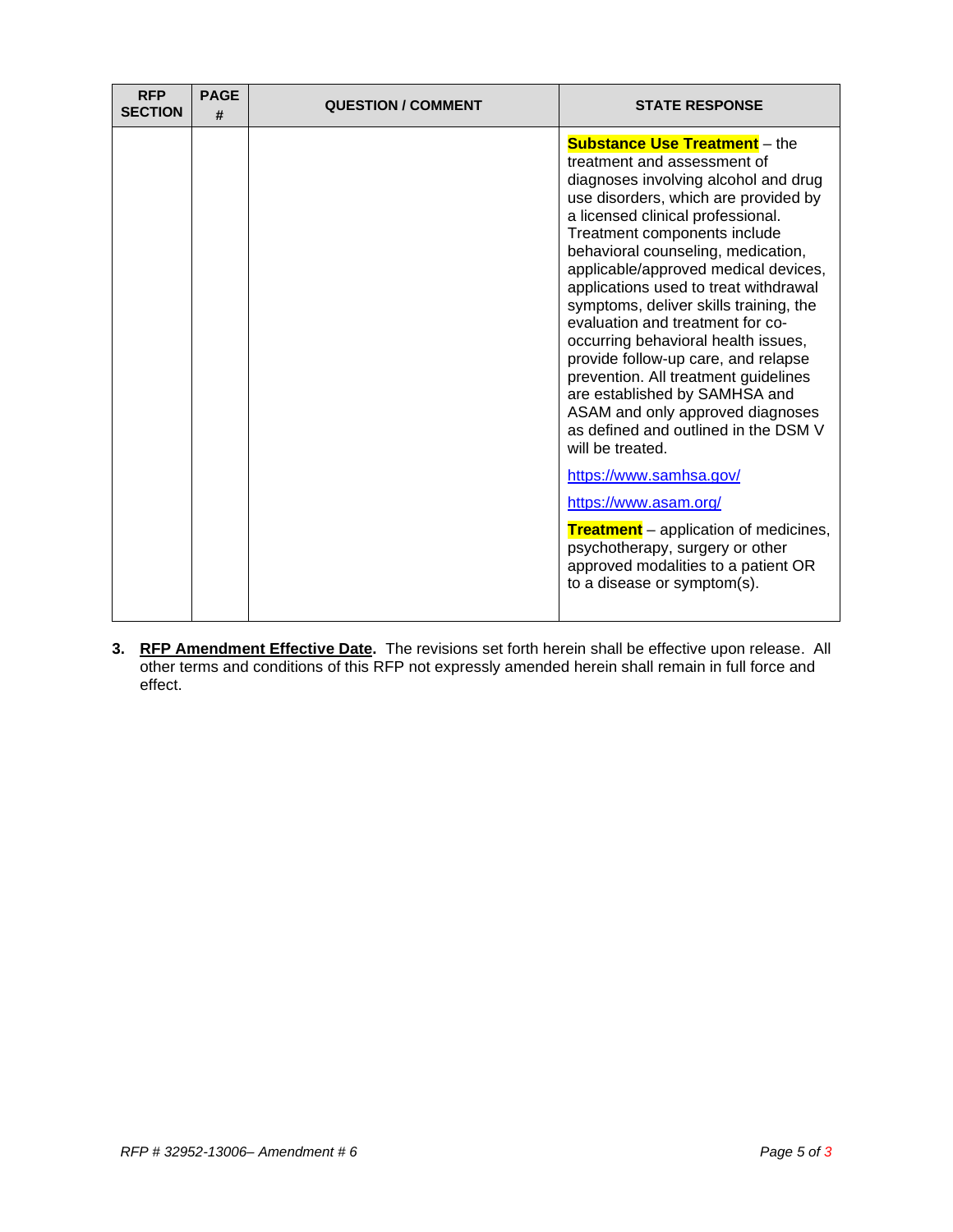| RFP SECTION | PAGE # | QUESTION / COMMENT | STATE RESPONSE |
|---|---|---|---|
| | | | **Substance Use Treatment** – the treatment and assessment of diagnoses involving alcohol and drug use disorders, which are provided by a licensed clinical professional. Treatment components include behavioral counseling, medication, applicable/approved medical devices, applications used to treat withdrawal symptoms, deliver skills training, the evaluation and treatment for co-occurring behavioral health issues, provide follow-up care, and relapse prevention. All treatment guidelines are established by SAMHSA and ASAM and only approved diagnoses as defined and outlined in the DSM V will be treated. <br><br> https://www.samhsa.gov/ <br><br> https://www.asam.org/ <br><br> **Treatment** – application of medicines, psychotherapy, surgery or other approved modalities to a patient OR to a disease or symptom(s). |

3. **RFP Amendment Effective Date.** The revisions set forth herein shall be effective upon release. All other terms and conditions of this RFP not expressly amended herein shall remain in full force and effect.